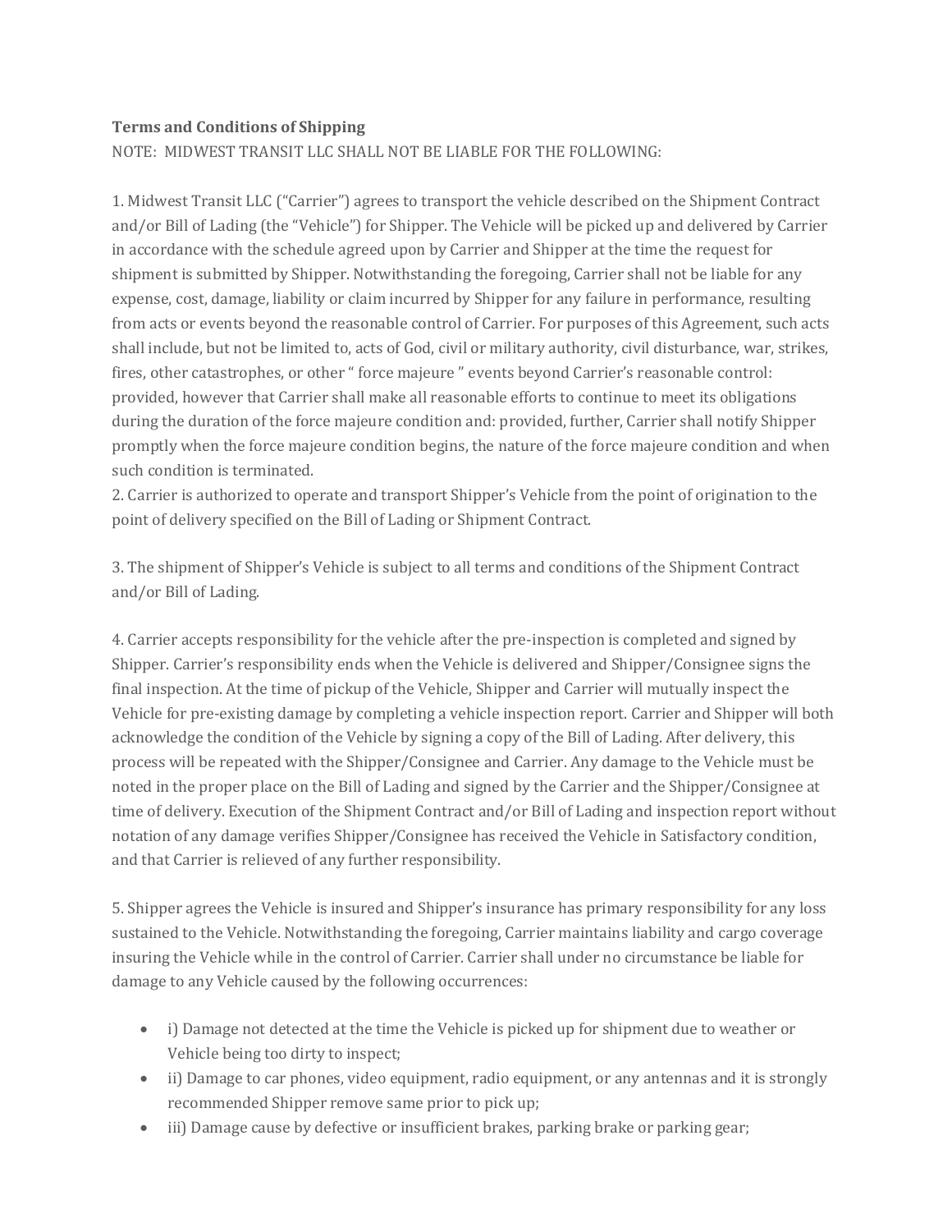**Terms and Conditions of Shipping**

NOTE: MIDWEST TRANSIT LLC SHALL NOT BE LIABLE FOR THE FOLLOWING:

1. Midwest Transit LLC ("Carrier") agrees to transport the vehicle described on the Shipment Contract and/or Bill of Lading (the "Vehicle") for Shipper. The Vehicle will be picked up and delivered by Carrier in accordance with the schedule agreed upon by Carrier and Shipper at the time the request for shipment is submitted by Shipper. Notwithstanding the foregoing, Carrier shall not be liable for any expense, cost, damage, liability or claim incurred by Shipper for any failure in performance, resulting from acts or events beyond the reasonable control of Carrier. For purposes of this Agreement, such acts shall include, but not be limited to, acts of God, civil or military authority, civil disturbance, war, strikes, fires, other catastrophes, or other " force majeure " events beyond Carrier's reasonable control: provided, however that Carrier shall make all reasonable efforts to continue to meet its obligations during the duration of the force majeure condition and: provided, further, Carrier shall notify Shipper promptly when the force majeure condition begins, the nature of the force majeure condition and when such condition is terminated.
2. Carrier is authorized to operate and transport Shipper's Vehicle from the point of origination to the point of delivery specified on the Bill of Lading or Shipment Contract.

3. The shipment of Shipper's Vehicle is subject to all terms and conditions of the Shipment Contract and/or Bill of Lading.

4. Carrier accepts responsibility for the vehicle after the pre-inspection is completed and signed by Shipper. Carrier's responsibility ends when the Vehicle is delivered and Shipper/Consignee signs the final inspection. At the time of pickup of the Vehicle, Shipper and Carrier will mutually inspect the Vehicle for pre-existing damage by completing a vehicle inspection report. Carrier and Shipper will both acknowledge the condition of the Vehicle by signing a copy of the Bill of Lading. After delivery, this process will be repeated with the Shipper/Consignee and Carrier. Any damage to the Vehicle must be noted in the proper place on the Bill of Lading and signed by the Carrier and the Shipper/Consignee at time of delivery. Execution of the Shipment Contract and/or Bill of Lading and inspection report without notation of any damage verifies Shipper/Consignee has received the Vehicle in Satisfactory condition, and that Carrier is relieved of any further responsibility.

5. Shipper agrees the Vehicle is insured and Shipper's insurance has primary responsibility for any loss sustained to the Vehicle. Notwithstanding the foregoing, Carrier maintains liability and cargo coverage insuring the Vehicle while in the control of Carrier. Carrier shall under no circumstance be liable for damage to any Vehicle caused by the following occurrences:

- i) Damage not detected at the time the Vehicle is picked up for shipment due to weather or Vehicle being too dirty to inspect;
- ii) Damage to car phones, video equipment, radio equipment, or any antennas and it is strongly recommended Shipper remove same prior to pick up;
- iii) Damage cause by defective or insufficient brakes, parking brake or parking gear;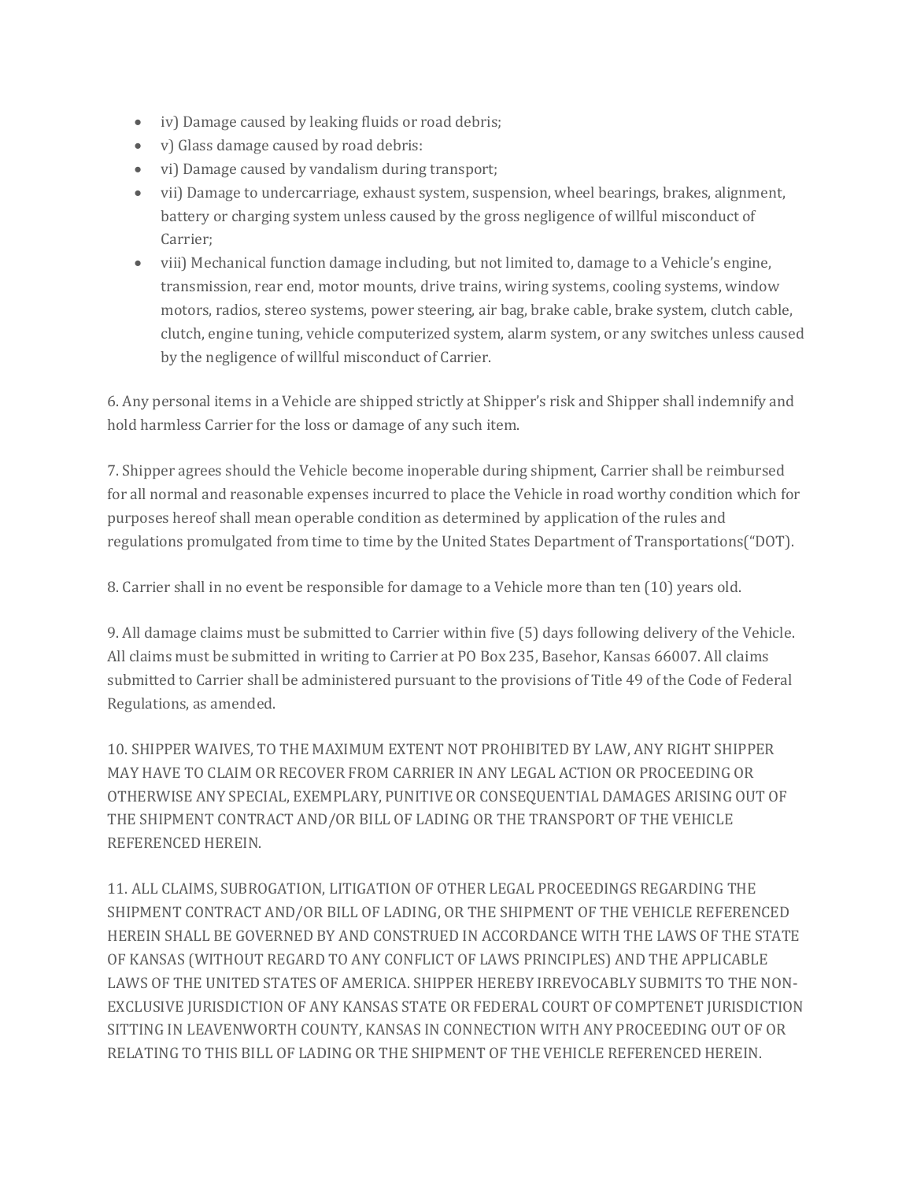- iv) Damage caused by leaking fluids or road debris;
- v) Glass damage caused by road debris:
- vi) Damage caused by vandalism during transport;
- vii) Damage to undercarriage, exhaust system, suspension, wheel bearings, brakes, alignment, battery or charging system unless caused by the gross negligence of willful misconduct of Carrier;
- viii) Mechanical function damage including, but not limited to, damage to a Vehicle's engine, transmission, rear end, motor mounts, drive trains, wiring systems, cooling systems, window motors, radios, stereo systems, power steering, air bag, brake cable, brake system, clutch cable, clutch, engine tuning, vehicle computerized system, alarm system, or any switches unless caused by the negligence of willful misconduct of Carrier.

6. Any personal items in a Vehicle are shipped strictly at Shipper's risk and Shipper shall indemnify and hold harmless Carrier for the loss or damage of any such item.

7. Shipper agrees should the Vehicle become inoperable during shipment, Carrier shall be reimbursed for all normal and reasonable expenses incurred to place the Vehicle in road worthy condition which for purposes hereof shall mean operable condition as determined by application of the rules and regulations promulgated from time to time by the United States Department of Transportations("DOT).

8. Carrier shall in no event be responsible for damage to a Vehicle more than ten (10) years old.

9. All damage claims must be submitted to Carrier within five (5) days following delivery of the Vehicle. All claims must be submitted in writing to Carrier at PO Box 235, Basehor, Kansas 66007. All claims submitted to Carrier shall be administered pursuant to the provisions of Title 49 of the Code of Federal Regulations, as amended.

10. SHIPPER WAIVES, TO THE MAXIMUM EXTENT NOT PROHIBITED BY LAW, ANY RIGHT SHIPPER MAY HAVE TO CLAIM OR RECOVER FROM CARRIER IN ANY LEGAL ACTION OR PROCEEDING OR OTHERWISE ANY SPECIAL, EXEMPLARY, PUNITIVE OR CONSEQUENTIAL DAMAGES ARISING OUT OF THE SHIPMENT CONTRACT AND/OR BILL OF LADING OR THE TRANSPORT OF THE VEHICLE REFERENCED HEREIN.

11. ALL CLAIMS, SUBROGATION, LITIGATION OF OTHER LEGAL PROCEEDINGS REGARDING THE SHIPMENT CONTRACT AND/OR BILL OF LADING, OR THE SHIPMENT OF THE VEHICLE REFERENCED HEREIN SHALL BE GOVERNED BY AND CONSTRUED IN ACCORDANCE WITH THE LAWS OF THE STATE OF KANSAS (WITHOUT REGARD TO ANY CONFLICT OF LAWS PRINCIPLES) AND THE APPLICABLE LAWS OF THE UNITED STATES OF AMERICA. SHIPPER HEREBY IRREVOCABLY SUBMITS TO THE NON-EXCLUSIVE JURISDICTION OF ANY KANSAS STATE OR FEDERAL COURT OF COMPTENET JURISDICTION SITTING IN LEAVENWORTH COUNTY, KANSAS IN CONNECTION WITH ANY PROCEEDING OUT OF OR RELATING TO THIS BILL OF LADING OR THE SHIPMENT OF THE VEHICLE REFERENCED HEREIN.